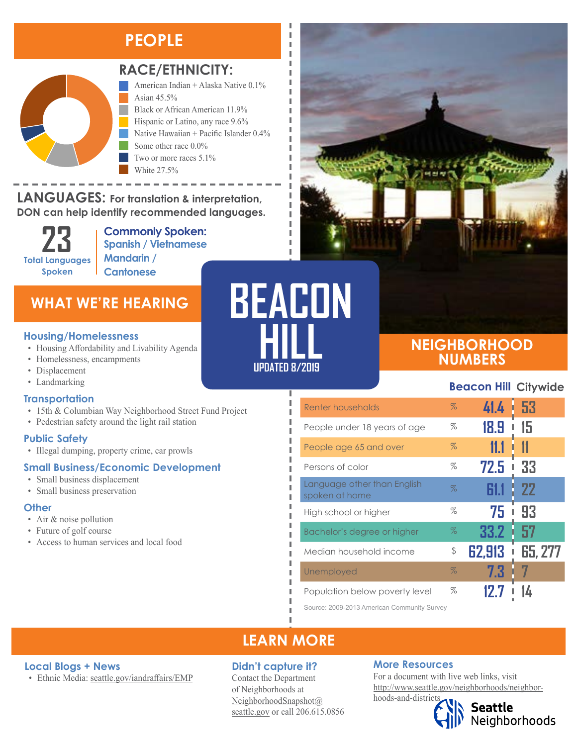# BEACON HILL

UPDATED 8/2019

## PEOPLE

### RACE/ETHNICITY:

- American Indian + Alaska Native 0.1%
- Asian 45.5%
- Black or African American 11.9%
- Hispanic or Latino, any race 9.6%
- Native Hawaiian + Pacific Islander 0.4%
- Some other race 0.0%
- Two or more races 5.1%
- White 27.5%

### LANGUAGES: For translation & interpretation, DON can help identify recommended languages.

**23** Total Languages Spoken

**Commonly Spoken:** Spanish / Vietnamese Mandarin / Cantonese

## WHAT WE'RE HEARING

### Housing/Homelessness

- Housing Affordability and Livability Agenda
- Homelessness, encampments
- Displacement
- Landmarking

### Transportation

- 15th & Columbian Way Neighborhood Street Fund Project
- Pedestrian safety around the light rail station

### Public Safety

- Illegal dumping, property crime, car prowls

### Small Business/Economic Development

- Small business displacement
- Small business preservation

### Other

- Air & noise pollution
- Future of golf course
- Access to human services and local food

## NEIGHBORHOOD NUMBERS

| | | Beacon Hill | Citywide |
|---|---|---|---|
| Renter households | % | 41.4 | 53 |
| People under 18 years of age | % | 18.9 | 15 |
| People age 65 and over | % | 11.1 | 11 |
| Persons of color | % | 72.5 | 33 |
| Language other than English spoken at home | % | 61.1 | 22 |
| High school or higher | % | 75 | 93 |
| Bachelor's degree or higher | % | 33.2 | 57 |
| Median household income | $ | 62,913 | 65, 277 |
| Unemployed | % | 7.3 | 7 |
| Population below poverty level | % | 12.7 | 14 |

Source: 2009-2013 American Community Survey

## LEARN MORE

### Local Blogs + News

- Ethnic Media: seattle.gov/iandraffairs/EMP

### Didn't capture it?

Contact the Department of Neighborhoods at NeighborhoodSnapshot@seattle.gov or call 206.615.0856

### More Resources

For a document with live web links, visit http://www.seattle.gov/neighborhoods/neighborhoods-and-districts

Seattle Neighborhoods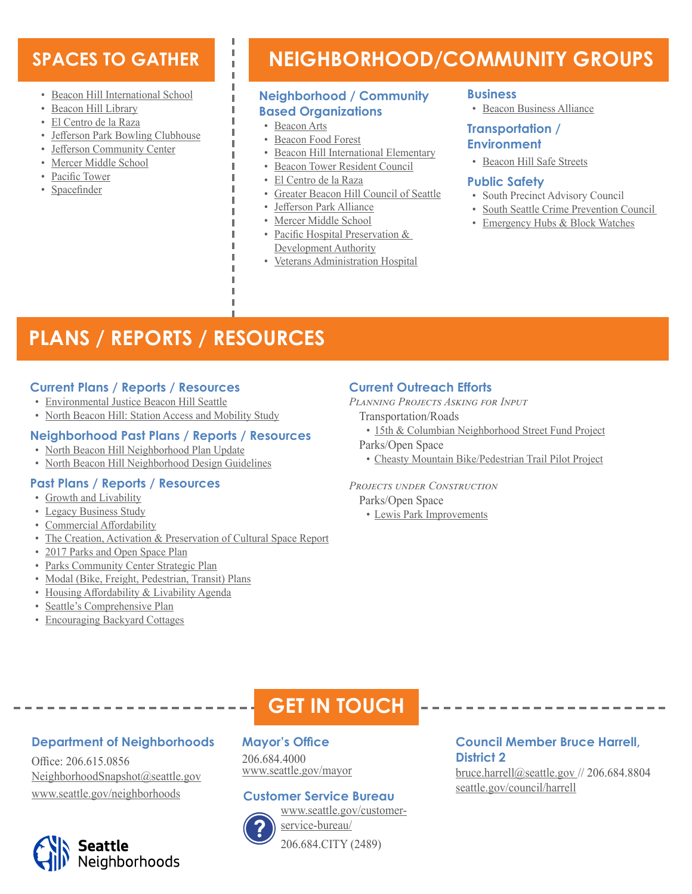## SPACES TO GATHER

- Beacon Hill International School
- Beacon Hill Library
- El Centro de la Raza
- Jefferson Park Bowling Clubhouse
- Jefferson Community Center
- Mercer Middle School
- Pacific Tower
- Spacefinder

## NEIGHBORHOOD/COMMUNITY GROUPS

### Neighborhood / Community Based Organizations

- Beacon Arts
- Beacon Food Forest
- Beacon Hill International Elementary
- Beacon Tower Resident Council
- El Centro de la Raza
- Greater Beacon Hill Council of Seattle
- Jefferson Park Alliance
- Mercer Middle School
- Pacific Hospital Preservation & Development Authority
- Veterans Administration Hospital

### Business

- Beacon Business Alliance

### Transportation / Environment

- Beacon Hill Safe Streets

### Public Safety

- South Precinct Advisory Council
- South Seattle Crime Prevention Council
- Emergency Hubs & Block Watches

## PLANS / REPORTS / RESOURCES

### Current Plans / Reports / Resources

- Environmental Justice Beacon Hill Seattle
- North Beacon Hill: Station Access and Mobility Study

### Neighborhood Past Plans / Reports / Resources

- North Beacon Hill Neighborhood Plan Update
- North Beacon Hill Neighborhood Design Guidelines

### Past Plans / Reports / Resources

- Growth and Livability
- Legacy Business Study
- Commercial Affordability
- The Creation, Activation & Preservation of Cultural Space Report
- 2017 Parks and Open Space Plan
- Parks Community Center Strategic Plan
- Modal (Bike, Freight, Pedestrian, Transit) Plans
- Housing Affordability & Livability Agenda
- Seattle's Comprehensive Plan
- Encouraging Backyard Cottages

### Current Outreach Efforts

*Planning Projects Asking for Input*

Transportation/Roads

- 15th & Columbian Neighborhood Street Fund Project

Parks/Open Space

- Cheasty Mountain Bike/Pedestrian Trail Pilot Project

*Projects under Construction*

Parks/Open Space

- Lewis Park Improvements

## GET IN TOUCH

### Department of Neighborhoods

Office: 206.615.0856
NeighborhoodSnapshot@seattle.gov
www.seattle.gov/neighborhoods

### Mayor's Office

206.684.4000
www.seattle.gov/mayor

### Customer Service Bureau

www.seattle.gov/customer-service-bureau/
206.684.CITY (2489)

### Council Member Bruce Harrell, District 2

bruce.harrell@seattle.gov // 206.684.8804
seattle.gov/council/harrell

Seattle Neighborhoods